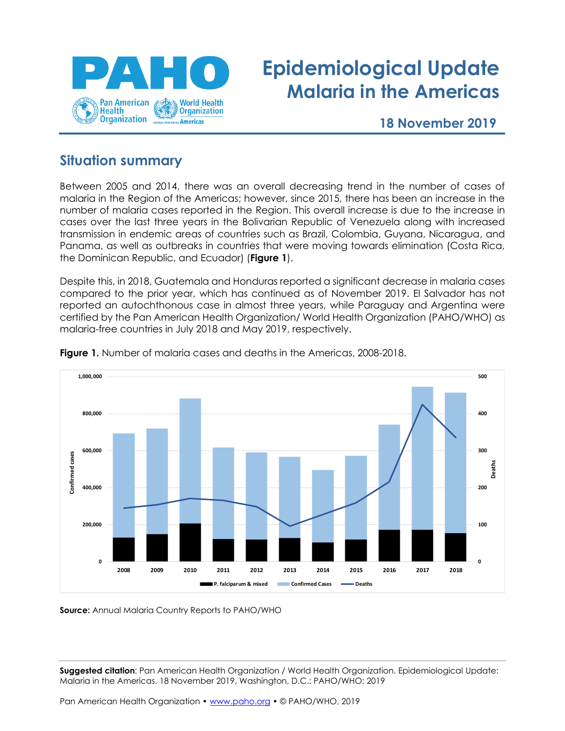# Epidemiological Update
# Malaria in the Americas

**18 November 2019**

## Situation summary

Between 2005 and 2014, there was an overall decreasing trend in the number of cases of malaria in the Region of the Americas; however, since 2015, there has been an increase in the number of malaria cases reported in the Region. This overall increase is due to the increase in cases over the last three years in the Bolivarian Republic of Venezuela along with increased transmission in endemic areas of countries such as Brazil, Colombia, Guyana, Nicaragua, and Panama, as well as outbreaks in countries that were moving towards elimination (Costa Rica, the Dominican Republic, and Ecuador) (**Figure 1**).

Despite this, in 2018, Guatemala and Honduras reported a significant decrease in malaria cases compared to the prior year, which has continued as of November 2019. El Salvador has not reported an autochthonous case in almost three years, while Paraguay and Argentina were certified by the Pan American Health Organization/ World Health Organization (PAHO/WHO) as malaria-free countries in July 2018 and May 2019, respectively.

**Figure 1.** Number of malaria cases and deaths in the Americas, 2008-2018.

**Source:** Annual Malaria Country Reports to PAHO/WHO

**Suggested citation**: Pan American Health Organization / World Health Organization. Epidemiological Update: Malaria in the Americas. 18 November 2019, Washington, D.C.: PAHO/WHO; 2019

Pan American Health Organization • www.paho.org • © PAHO/WHO, 2019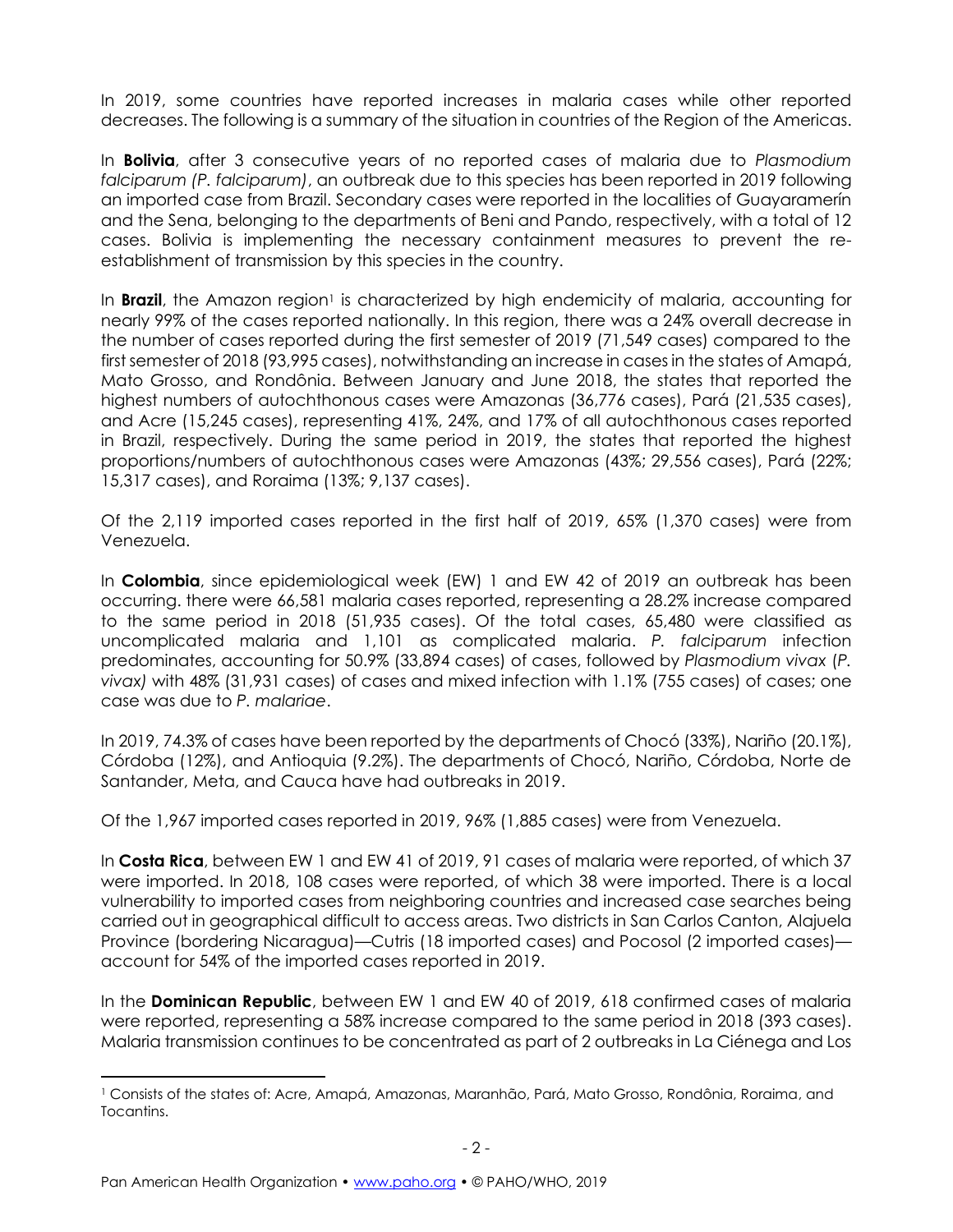In 2019, some countries have reported increases in malaria cases while other reported decreases. The following is a summary of the situation in countries of the Region of the Americas.

In **Bolivia**, after 3 consecutive years of no reported cases of malaria due to *Plasmodium falciparum (P. falciparum)*, an outbreak due to this species has been reported in 2019 following an imported case from Brazil. Secondary cases were reported in the localities of Guayaramerín and the Sena, belonging to the departments of Beni and Pando, respectively, with a total of 12 cases. Bolivia is implementing the necessary containment measures to prevent the re-establishment of transmission by this species in the country.

In **Brazil**, the Amazon region[1] is characterized by high endemicity of malaria, accounting for nearly 99% of the cases reported nationally. In this region, there was a 24% overall decrease in the number of cases reported during the first semester of 2019 (71,549 cases) compared to the first semester of 2018 (93,995 cases), notwithstanding an increase in cases in the states of Amapá, Mato Grosso, and Rondônia. Between January and June 2018, the states that reported the highest numbers of autochthonous cases were Amazonas (36,776 cases), Pará (21,535 cases), and Acre (15,245 cases), representing 41%, 24%, and 17% of all autochthonous cases reported in Brazil, respectively. During the same period in 2019, the states that reported the highest proportions/numbers of autochthonous cases were Amazonas (43%; 29,556 cases), Pará (22%; 15,317 cases), and Roraima (13%; 9,137 cases).

Of the 2,119 imported cases reported in the first half of 2019, 65% (1,370 cases) were from Venezuela.

In **Colombia**, since epidemiological week (EW) 1 and EW 42 of 2019 an outbreak has been occurring. there were 66,581 malaria cases reported, representing a 28.2% increase compared to the same period in 2018 (51,935 cases). Of the total cases, 65,480 were classified as uncomplicated malaria and 1,101 as complicated malaria. *P. falciparum* infection predominates, accounting for 50.9% (33,894 cases) of cases, followed by *Plasmodium vivax* (*P. vivax)* with 48% (31,931 cases) of cases and mixed infection with 1.1% (755 cases) of cases; one case was due to *P. malariae*.

In 2019, 74.3% of cases have been reported by the departments of Chocó (33%), Nariño (20.1%), Córdoba (12%), and Antioquia (9.2%). The departments of Chocó, Nariño, Córdoba, Norte de Santander, Meta, and Cauca have had outbreaks in 2019.

Of the 1,967 imported cases reported in 2019, 96% (1,885 cases) were from Venezuela.

In **Costa Rica**, between EW 1 and EW 41 of 2019, 91 cases of malaria were reported, of which 37 were imported. In 2018, 108 cases were reported, of which 38 were imported. There is a local vulnerability to imported cases from neighboring countries and increased case searches being carried out in geographical difficult to access areas. Two districts in San Carlos Canton, Alajuela Province (bordering Nicaragua)—Cutris (18 imported cases) and Pocosol (2 imported cases)—account for 54% of the imported cases reported in 2019.

In the **Dominican Republic**, between EW 1 and EW 40 of 2019, 618 confirmed cases of malaria were reported, representing a 58% increase compared to the same period in 2018 (393 cases). Malaria transmission continues to be concentrated as part of 2 outbreaks in La Ciénega and Los

[1] Consists of the states of: Acre, Amapá, Amazonas, Maranhão, Pará, Mato Grosso, Rondônia, Roraima, and Tocantins.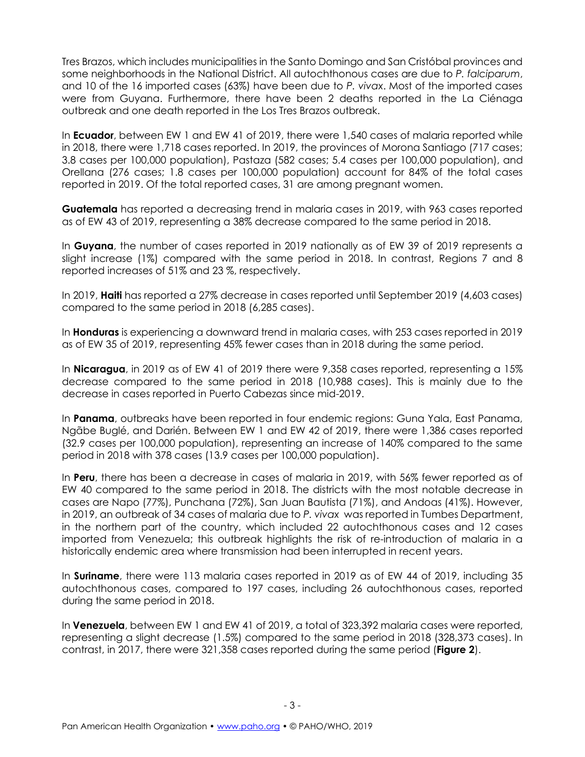Tres Brazos, which includes municipalities in the Santo Domingo and San Cristóbal provinces and some neighborhoods in the National District. All autochthonous cases are due to *P. falciparum*, and 10 of the 16 imported cases (63%) have been due to *P. vivax*. Most of the imported cases were from Guyana. Furthermore, there have been 2 deaths reported in the La Ciénaga outbreak and one death reported in the Los Tres Brazos outbreak.

In **Ecuador**, between EW 1 and EW 41 of 2019, there were 1,540 cases of malaria reported while in 2018, there were 1,718 cases reported. In 2019, the provinces of Morona Santiago (717 cases; 3.8 cases per 100,000 population), Pastaza (582 cases; 5.4 cases per 100,000 population), and Orellana (276 cases; 1.8 cases per 100,000 population) account for 84% of the total cases reported in 2019. Of the total reported cases, 31 are among pregnant women.

**Guatemala** has reported a decreasing trend in malaria cases in 2019, with 963 cases reported as of EW 43 of 2019, representing a 38% decrease compared to the same period in 2018.

In **Guyana**, the number of cases reported in 2019 nationally as of EW 39 of 2019 represents a slight increase (1%) compared with the same period in 2018. In contrast, Regions 7 and 8 reported increases of 51% and 23 %, respectively.

In 2019, **Haiti** has reported a 27% decrease in cases reported until September 2019 (4,603 cases) compared to the same period in 2018 (6,285 cases).

In **Honduras** is experiencing a downward trend in malaria cases, with 253 cases reported in 2019 as of EW 35 of 2019, representing 45% fewer cases than in 2018 during the same period.

In **Nicaragua**, in 2019 as of EW 41 of 2019 there were 9,358 cases reported, representing a 15% decrease compared to the same period in 2018 (10,988 cases). This is mainly due to the decrease in cases reported in Puerto Cabezas since mid-2019.

In **Panama**, outbreaks have been reported in four endemic regions: Guna Yala, East Panama, Ngãbe Buglé, and Darién. Between EW 1 and EW 42 of 2019, there were 1,386 cases reported (32.9 cases per 100,000 population), representing an increase of 140% compared to the same period in 2018 with 378 cases (13.9 cases per 100,000 population).

In **Peru**, there has been a decrease in cases of malaria in 2019, with 56% fewer reported as of EW 40 compared to the same period in 2018. The districts with the most notable decrease in cases are Napo (77%), Punchana (72%), San Juan Bautista (71%), and Andoas (41%). However, in 2019, an outbreak of 34 cases of malaria due to *P. vivax* was reported in Tumbes Department, in the northern part of the country, which included 22 autochthonous cases and 12 cases imported from Venezuela; this outbreak highlights the risk of re-introduction of malaria in a historically endemic area where transmission had been interrupted in recent years.

In **Suriname**, there were 113 malaria cases reported in 2019 as of EW 44 of 2019, including 35 autochthonous cases, compared to 197 cases, including 26 autochthonous cases, reported during the same period in 2018.

In **Venezuela**, between EW 1 and EW 41 of 2019, a total of 323,392 malaria cases were reported, representing a slight decrease (1.5%) compared to the same period in 2018 (328,373 cases). In contrast, in 2017, there were 321,358 cases reported during the same period (**Figure 2**).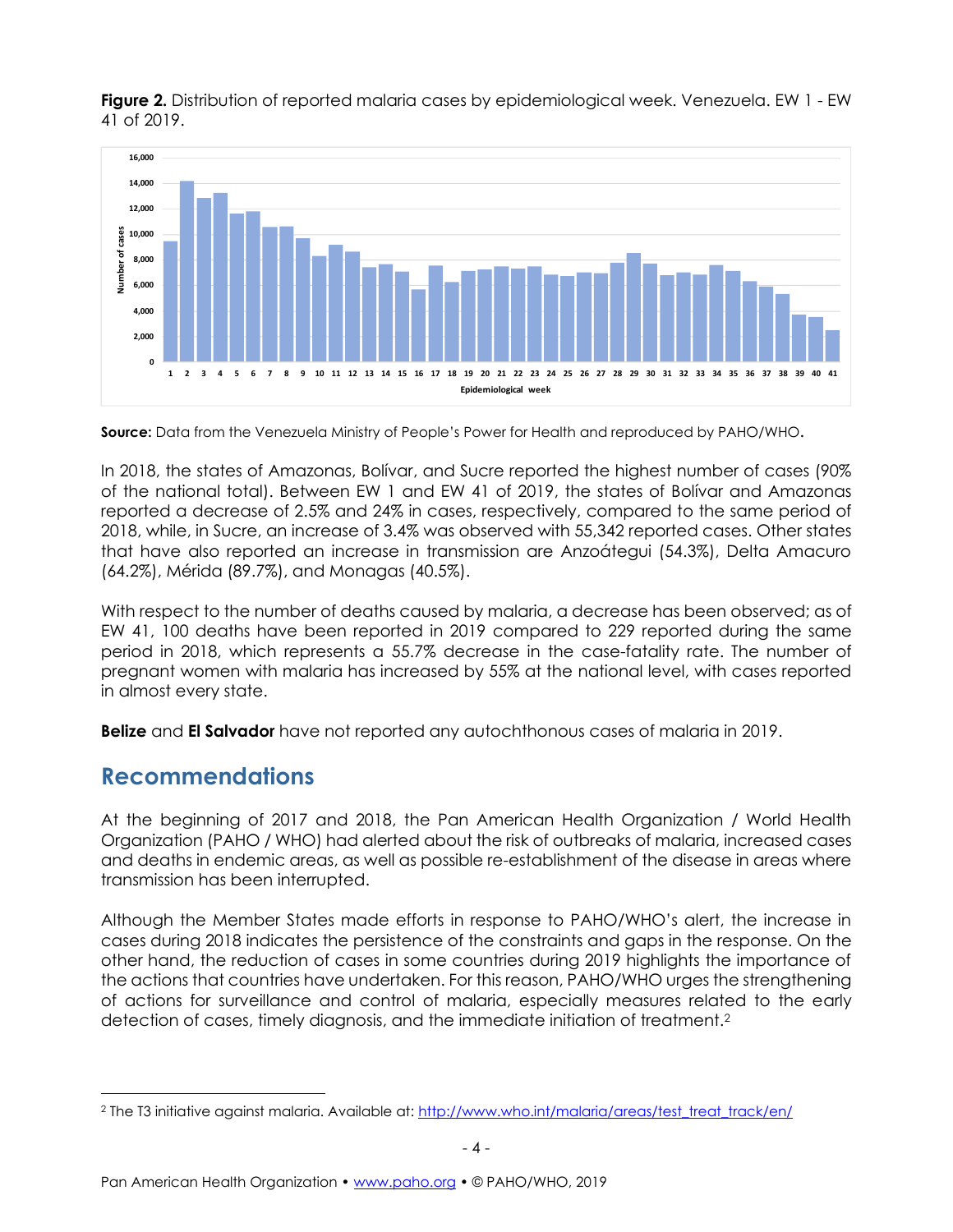**Figure 2.** Distribution of reported malaria cases by epidemiological week. Venezuela. EW 1 - EW 41 of 2019.

**Source:** Data from the Venezuela Ministry of People's Power for Health and reproduced by PAHO/WHO.

In 2018, the states of Amazonas, Bolívar, and Sucre reported the highest number of cases (90% of the national total). Between EW 1 and EW 41 of 2019, the states of Bolívar and Amazonas reported a decrease of 2.5% and 24% in cases, respectively, compared to the same period of 2018, while, in Sucre, an increase of 3.4% was observed with 55,342 reported cases. Other states that have also reported an increase in transmission are Anzoátegui (54.3%), Delta Amacuro (64.2%), Mérida (89.7%), and Monagas (40.5%).

With respect to the number of deaths caused by malaria, a decrease has been observed; as of EW 41, 100 deaths have been reported in 2019 compared to 229 reported during the same period in 2018, which represents a 55.7% decrease in the case-fatality rate. The number of pregnant women with malaria has increased by 55% at the national level, with cases reported in almost every state.

**Belize** and **El Salvador** have not reported any autochthonous cases of malaria in 2019.

## Recommendations

At the beginning of 2017 and 2018, the Pan American Health Organization / World Health Organization (PAHO / WHO) had alerted about the risk of outbreaks of malaria, increased cases and deaths in endemic areas, as well as possible re-establishment of the disease in areas where transmission has been interrupted.

Although the Member States made efforts in response to PAHO/WHO's alert, the increase in cases during 2018 indicates the persistence of the constraints and gaps in the response. On the other hand, the reduction of cases in some countries during 2019 highlights the importance of the actions that countries have undertaken. For this reason, PAHO/WHO urges the strengthening of actions for surveillance and control of malaria, especially measures related to the early detection of cases, timely diagnosis, and the immediate initiation of treatment.[2]

[2] The T3 initiative against malaria. Available at: http://www.who.int/malaria/areas/test_treat_track/en/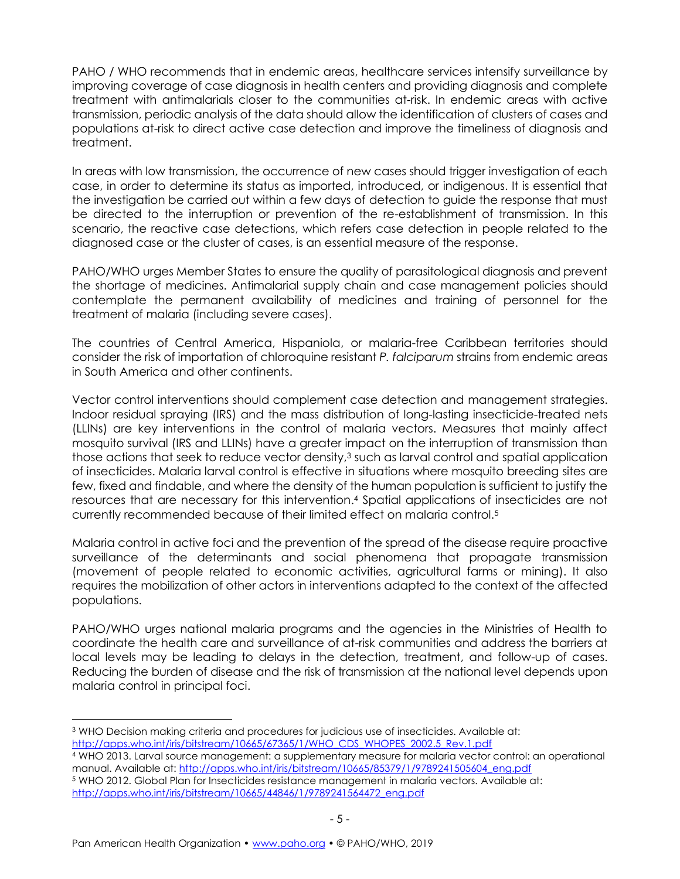PAHO / WHO recommends that in endemic areas, healthcare services intensify surveillance by improving coverage of case diagnosis in health centers and providing diagnosis and complete treatment with antimalarials closer to the communities at-risk. In endemic areas with active transmission, periodic analysis of the data should allow the identification of clusters of cases and populations at-risk to direct active case detection and improve the timeliness of diagnosis and treatment.

In areas with low transmission, the occurrence of new cases should trigger investigation of each case, in order to determine its status as imported, introduced, or indigenous. It is essential that the investigation be carried out within a few days of detection to guide the response that must be directed to the interruption or prevention of the re-establishment of transmission. In this scenario, the reactive case detections, which refers case detection in people related to the diagnosed case or the cluster of cases, is an essential measure of the response.

PAHO/WHO urges Member States to ensure the quality of parasitological diagnosis and prevent the shortage of medicines. Antimalarial supply chain and case management policies should contemplate the permanent availability of medicines and training of personnel for the treatment of malaria (including severe cases).

The countries of Central America, Hispaniola, or malaria-free Caribbean territories should consider the risk of importation of chloroquine resistant *P. falciparum* strains from endemic areas in South America and other continents.

Vector control interventions should complement case detection and management strategies. Indoor residual spraying (IRS) and the mass distribution of long-lasting insecticide-treated nets (LLINs) are key interventions in the control of malaria vectors. Measures that mainly affect mosquito survival (IRS and LLINs) have a greater impact on the interruption of transmission than those actions that seek to reduce vector density,[3] such as larval control and spatial application of insecticides. Malaria larval control is effective in situations where mosquito breeding sites are few, fixed and findable, and where the density of the human population is sufficient to justify the resources that are necessary for this intervention.[4] Spatial applications of insecticides are not currently recommended because of their limited effect on malaria control.[5]

Malaria control in active foci and the prevention of the spread of the disease require proactive surveillance of the determinants and social phenomena that propagate transmission (movement of people related to economic activities, agricultural farms or mining). It also requires the mobilization of other actors in interventions adapted to the context of the affected populations.

PAHO/WHO urges national malaria programs and the agencies in the Ministries of Health to coordinate the health care and surveillance of at-risk communities and address the barriers at local levels may be leading to delays in the detection, treatment, and follow-up of cases. Reducing the burden of disease and the risk of transmission at the national level depends upon malaria control in principal foci.

---

[3] WHO Decision making criteria and procedures for judicious use of insecticides. Available at: http://apps.who.int/iris/bitstream/10665/67365/1/WHO_CDS_WHOPES_2002.5_Rev.1.pdf

[4] WHO 2013. Larval source management: a supplementary measure for malaria vector control: an operational manual. Available at: http://apps.who.int/iris/bitstream/10665/85379/1/9789241505604_eng.pdf

[5] WHO 2012. Global Plan for Insecticides resistance management in malaria vectors. Available at: http://apps.who.int/iris/bitstream/10665/44846/1/9789241564472_eng.pdf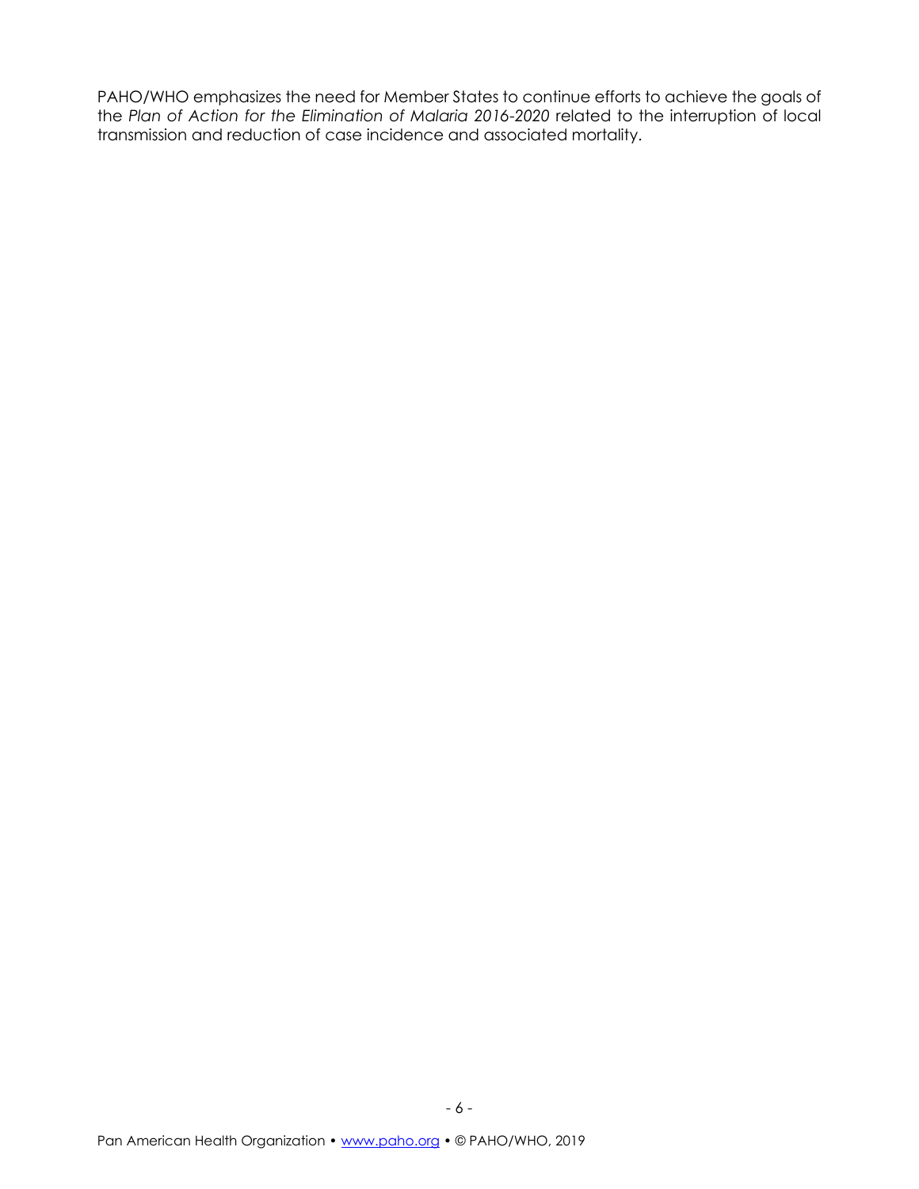PAHO/WHO emphasizes the need for Member States to continue efforts to achieve the goals of the *Plan of Action for the Elimination of Malaria 2016-2020* related to the interruption of local transmission and reduction of case incidence and associated mortality.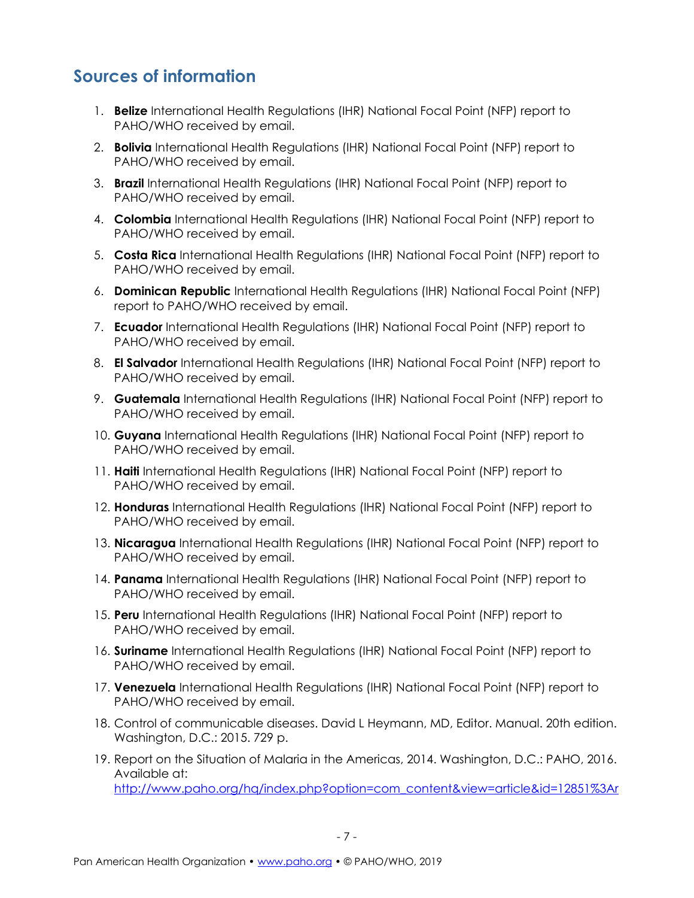## Sources of information

1. **Belize** International Health Regulations (IHR) National Focal Point (NFP) report to PAHO/WHO received by email.
2. **Bolivia** International Health Regulations (IHR) National Focal Point (NFP) report to PAHO/WHO received by email.
3. **Brazil** International Health Regulations (IHR) National Focal Point (NFP) report to PAHO/WHO received by email.
4. **Colombia** International Health Regulations (IHR) National Focal Point (NFP) report to PAHO/WHO received by email.
5. **Costa Rica** International Health Regulations (IHR) National Focal Point (NFP) report to PAHO/WHO received by email.
6. **Dominican Republic** International Health Regulations (IHR) National Focal Point (NFP) report to PAHO/WHO received by email.
7. **Ecuador** International Health Regulations (IHR) National Focal Point (NFP) report to PAHO/WHO received by email.
8. **El Salvador** International Health Regulations (IHR) National Focal Point (NFP) report to PAHO/WHO received by email.
9. **Guatemala** International Health Regulations (IHR) National Focal Point (NFP) report to PAHO/WHO received by email.
10. **Guyana** International Health Regulations (IHR) National Focal Point (NFP) report to PAHO/WHO received by email.
11. **Haiti** International Health Regulations (IHR) National Focal Point (NFP) report to PAHO/WHO received by email.
12. **Honduras** International Health Regulations (IHR) National Focal Point (NFP) report to PAHO/WHO received by email.
13. **Nicaragua** International Health Regulations (IHR) National Focal Point (NFP) report to PAHO/WHO received by email.
14. **Panama** International Health Regulations (IHR) National Focal Point (NFP) report to PAHO/WHO received by email.
15. **Peru** International Health Regulations (IHR) National Focal Point (NFP) report to PAHO/WHO received by email.
16. **Suriname** International Health Regulations (IHR) National Focal Point (NFP) report to PAHO/WHO received by email.
17. **Venezuela** International Health Regulations (IHR) National Focal Point (NFP) report to PAHO/WHO received by email.
18. Control of communicable diseases. David L Heymann, MD, Editor. Manual. 20th edition. Washington, D.C.: 2015. 729 p.
19. Report on the Situation of Malaria in the Americas, 2014. Washington, D.C.: PAHO, 2016. Available at: http://www.paho.org/hq/index.php?option=com_content&view=article&id=12851%3Ar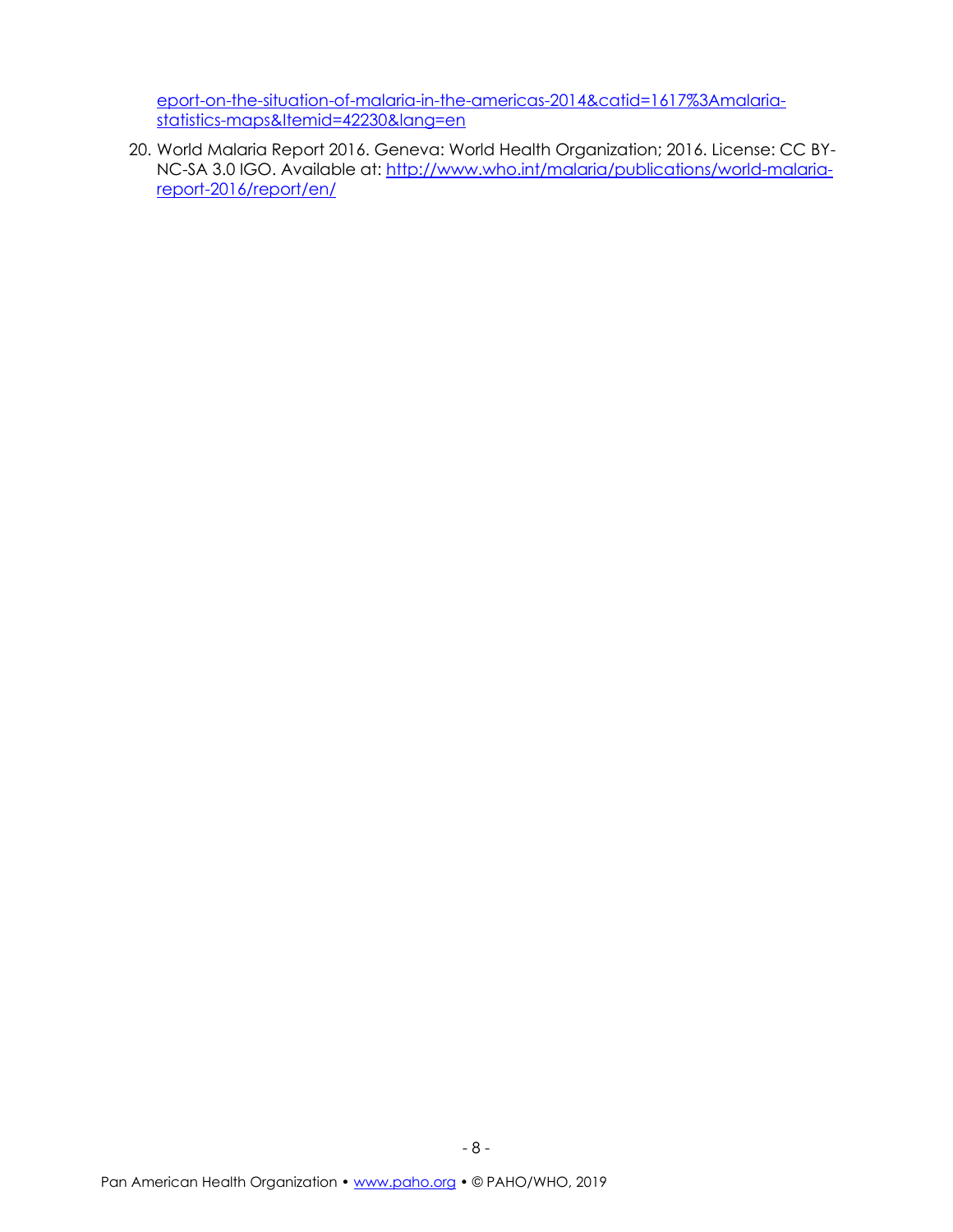eport-on-the-situation-of-malaria-in-the-americas-2014&catid=1617%3Amalaria-statistics-maps&Itemid=42230&lang=en

20. World Malaria Report 2016. Geneva: World Health Organization; 2016. License: CC BY-NC-SA 3.0 IGO. Available at: http://www.who.int/malaria/publications/world-malaria-report-2016/report/en/